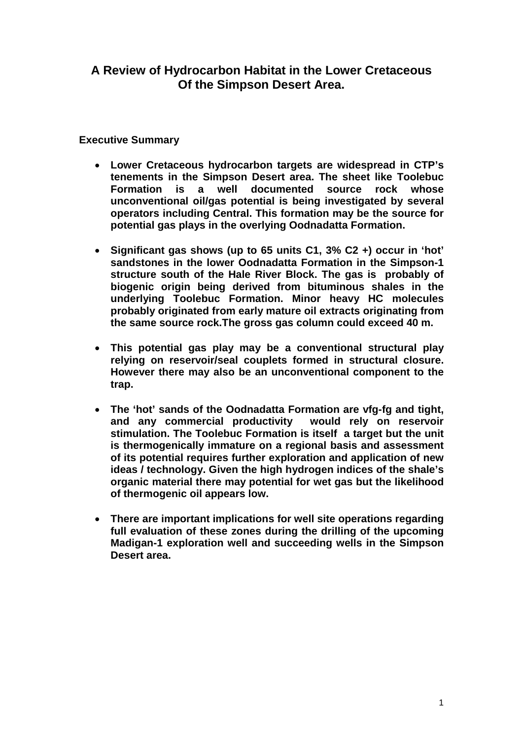# A Review of Hydrocarbon Habitat in the Lower Cretaceous Of the Simpson Desert Area.

## Executive Summary

- **Lower Cretaceous hydrocarbon targets are widespread in CTP's tenements in the Simpson Desert area. The sheet like Toolebuc Formation is a well documented source rock whose unconventional oil/gas potential is being investigated by several operators including Central. This formation may be the source for potential gas plays in the overlying Oodnadatta Formation.**

- **Significant gas shows (up to 65 units C1, 3% C2 +) occur in 'hot' sandstones in the lower Oodnadatta Formation in the Simpson-1 structure south of the Hale River Block. The gas is probably of biogenic origin being derived from bituminous shales in the underlying Toolebuc Formation. Minor heavy HC molecules probably originated from early mature oil extracts originating from the same source rock.The gross gas column could exceed 40 m.**

- **This potential gas play may be a conventional structural play relying on reservoir/seal couplets formed in structural closure. However there may also be an unconventional component to the trap.**

- **The 'hot' sands of the Oodnadatta Formation are vfg-fg and tight, and any commercial productivity would rely on reservoir stimulation. The Toolebuc Formation is itself a target but the unit is thermogenically immature on a regional basis and assessment of its potential requires further exploration and application of new ideas / technology. Given the high hydrogen indices of the shale's organic material there may potential for wet gas but the likelihood of thermogenic oil appears low.**

- **There are important implications for well site operations regarding full evaluation of these zones during the drilling of the upcoming Madigan-1 exploration well and succeeding wells in the Simpson Desert area.**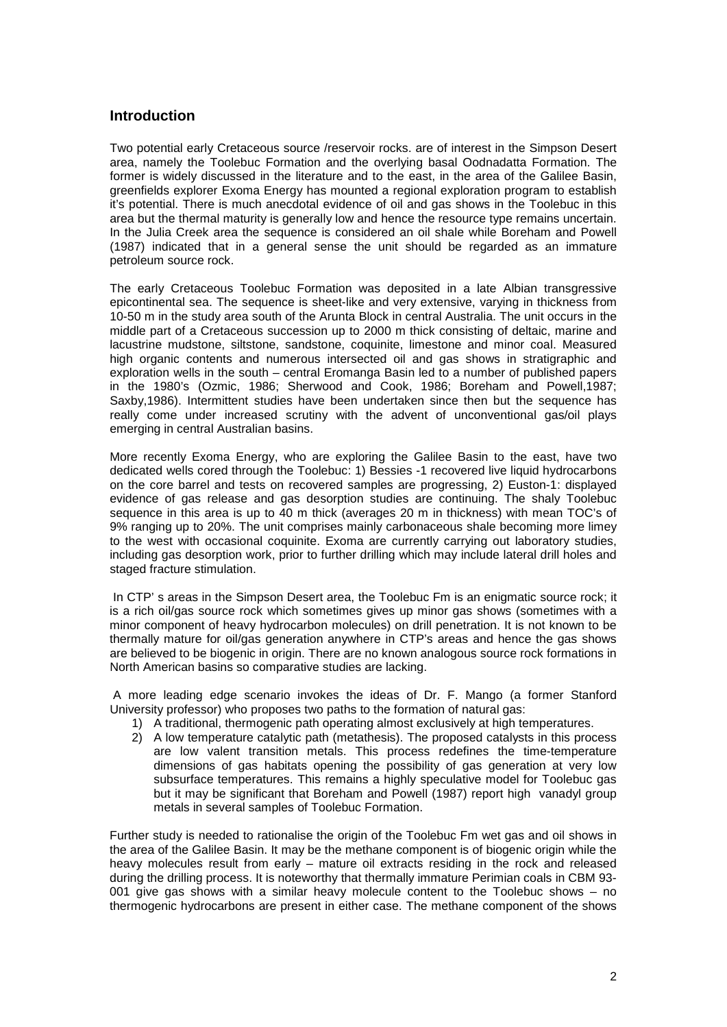## Introduction

Two potential early Cretaceous source /reservoir rocks. are of interest in the Simpson Desert area, namely the Toolebuc Formation and the overlying basal Oodnadatta Formation. The former is widely discussed in the literature and to the east, in the area of the Galilee Basin, greenfields explorer Exoma Energy has mounted a regional exploration program to establish it's potential. There is much anecdotal evidence of oil and gas shows in the Toolebuc in this area but the thermal maturity is generally low and hence the resource type remains uncertain. In the Julia Creek area the sequence is considered an oil shale while Boreham and Powell (1987) indicated that in a general sense the unit should be regarded as an immature petroleum source rock.

The early Cretaceous Toolebuc Formation was deposited in a late Albian transgressive epicontinental sea. The sequence is sheet-like and very extensive, varying in thickness from 10-50 m in the study area south of the Arunta Block in central Australia. The unit occurs in the middle part of a Cretaceous succession up to 2000 m thick consisting of deltaic, marine and lacustrine mudstone, siltstone, sandstone, coquinite, limestone and minor coal. Measured high organic contents and numerous intersected oil and gas shows in stratigraphic and exploration wells in the south – central Eromanga Basin led to a number of published papers in the 1980's (Ozmic, 1986; Sherwood and Cook, 1986; Boreham and Powell,1987; Saxby,1986). Intermittent studies have been undertaken since then but the sequence has really come under increased scrutiny with the advent of unconventional gas/oil plays emerging in central Australian basins.

More recently Exoma Energy, who are exploring the Galilee Basin to the east, have two dedicated wells cored through the Toolebuc: 1) Bessies -1 recovered live liquid hydrocarbons on the core barrel and tests on recovered samples are progressing, 2) Euston-1: displayed evidence of gas release and gas desorption studies are continuing. The shaly Toolebuc sequence in this area is up to 40 m thick (averages 20 m in thickness) with mean TOC's of 9% ranging up to 20%. The unit comprises mainly carbonaceous shale becoming more limey to the west with occasional coquinite. Exoma are currently carrying out laboratory studies, including gas desorption work, prior to further drilling which may include lateral drill holes and staged fracture stimulation.

In CTP' s areas in the Simpson Desert area, the Toolebuc Fm is an enigmatic source rock; it is a rich oil/gas source rock which sometimes gives up minor gas shows (sometimes with a minor component of heavy hydrocarbon molecules) on drill penetration. It is not known to be thermally mature for oil/gas generation anywhere in CTP's areas and hence the gas shows are believed to be biogenic in origin. There are no known analogous source rock formations in North American basins so comparative studies are lacking.

A more leading edge scenario invokes the ideas of Dr. F. Mango (a former Stanford University professor) who proposes two paths to the formation of natural gas:

1) A traditional, thermogenic path operating almost exclusively at high temperatures.
2) A low temperature catalytic path (metathesis). The proposed catalysts in this process are low valent transition metals. This process redefines the time-temperature dimensions of gas habitats opening the possibility of gas generation at very low subsurface temperatures. This remains a highly speculative model for Toolebuc gas but it may be significant that Boreham and Powell (1987) report high vanadyl group metals in several samples of Toolebuc Formation.

Further study is needed to rationalise the origin of the Toolebuc Fm wet gas and oil shows in the area of the Galilee Basin. It may be the methane component is of biogenic origin while the heavy molecules result from early – mature oil extracts residing in the rock and released during the drilling process. It is noteworthy that thermally immature Perimian coals in CBM 93-001 give gas shows with a similar heavy molecule content to the Toolebuc shows – no thermogenic hydrocarbons are present in either case. The methane component of the shows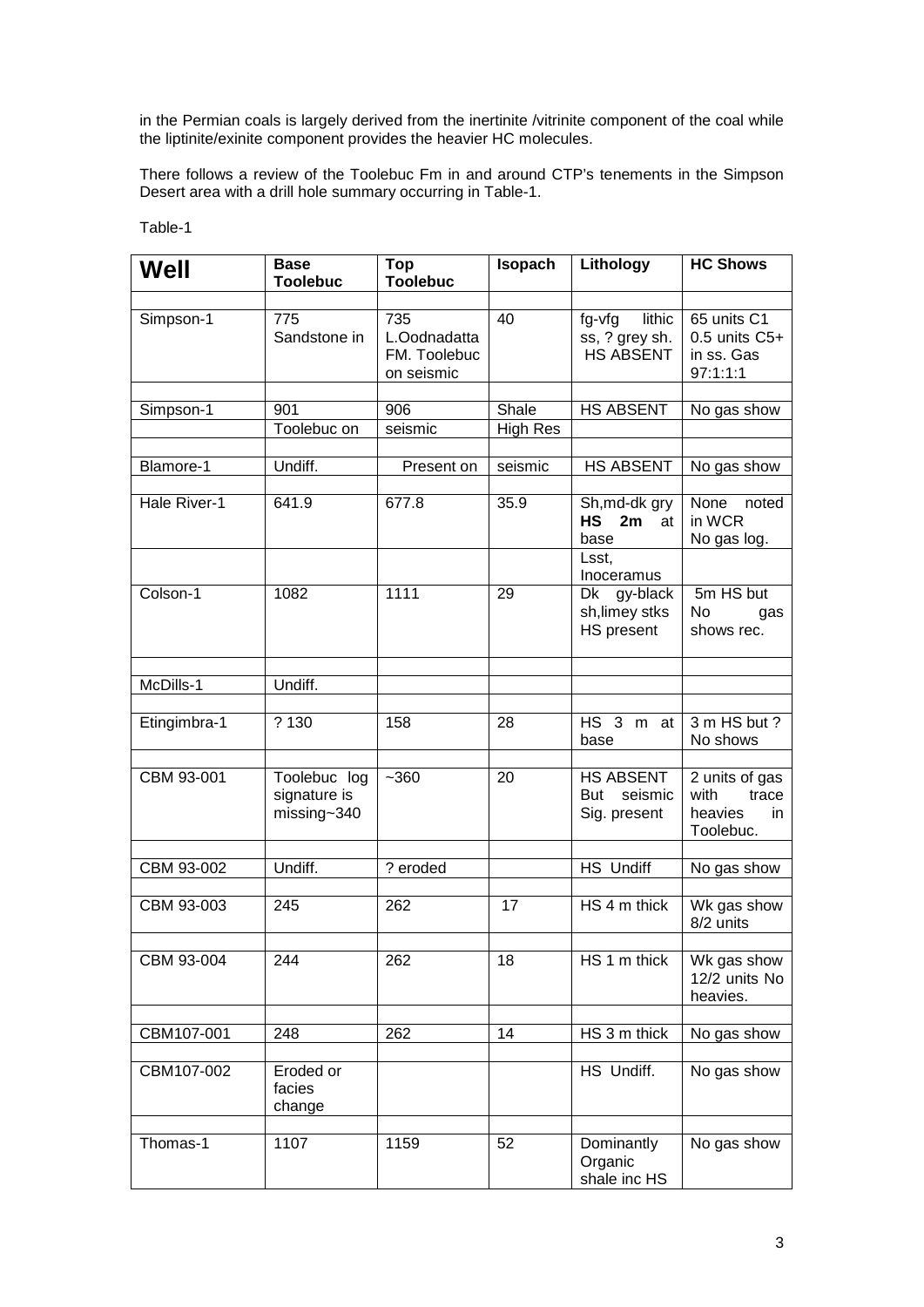in the Permian coals is largely derived from the inertinite /vitrinite component of the coal while the liptinite/exinite component provides the heavier HC molecules.

There follows a review of the Toolebuc Fm in and around CTP's tenements in the Simpson Desert area with a drill hole summary occurring in Table-1.

Table-1

| Well | Base Toolebuc | Top Toolebuc | Isopach | Lithology | HC Shows |
|---|---|---|---|---|---|
| | | | | | |
| Simpson-1 | 775 Sandstone in | 735 L.Oodnadatta FM. Toolebuc on seismic | 40 | fg-vfg lithic ss, ? grey sh. HS ABSENT | 65 units C1 0.5 units C5+ in ss. Gas 97:1:1:1 |
| | | | | | |
| Simpson-1 | 901 | 906 | Shale | HS ABSENT | No gas show |
| | Toolebuc on | seismic | High Res | | |
| | | | | | |
| Blamore-1 | Undiff. | Present on | seismic | HS ABSENT | No gas show |
| | | | | | |
| Hale River-1 | 641.9 | 677.8 | 35.9 | Sh,md-dk gry **HS 2m** at base | None noted in WCR No gas log. |
| | | | | Lsst, Inoceramus | |
| Colson-1 | 1082 | 1111 | 29 | Dk gy-black sh,limey stks HS present | 5m HS but No gas shows rec. |
| | | | | | |
| McDills-1 | Undiff. | | | | |
| | | | | | |
| Etingimbra-1 | ? 130 | 158 | 28 | HS 3 m at base | 3 m HS but ? No shows |
| | | | | | |
| CBM 93-001 | Toolebuc log signature is missing~340 | ~360 | 20 | HS ABSENT But seismic Sig. present | 2 units of gas with trace heavies in Toolebuc. |
| | | | | | |
| CBM 93-002 | Undiff. | ? eroded | | HS Undiff | No gas show |
| | | | | | |
| CBM 93-003 | 245 | 262 | 17 | HS 4 m thick | Wk gas show 8/2 units |
| | | | | | |
| CBM 93-004 | 244 | 262 | 18 | HS 1 m thick | Wk gas show 12/2 units No heavies. |
| | | | | | |
| CBM107-001 | 248 | 262 | 14 | HS 3 m thick | No gas show |
| | | | | | |
| CBM107-002 | Eroded or facies change | | | HS Undiff. | No gas show |
| | | | | | |
| Thomas-1 | 1107 | 1159 | 52 | Dominantly Organic shale inc HS | No gas show |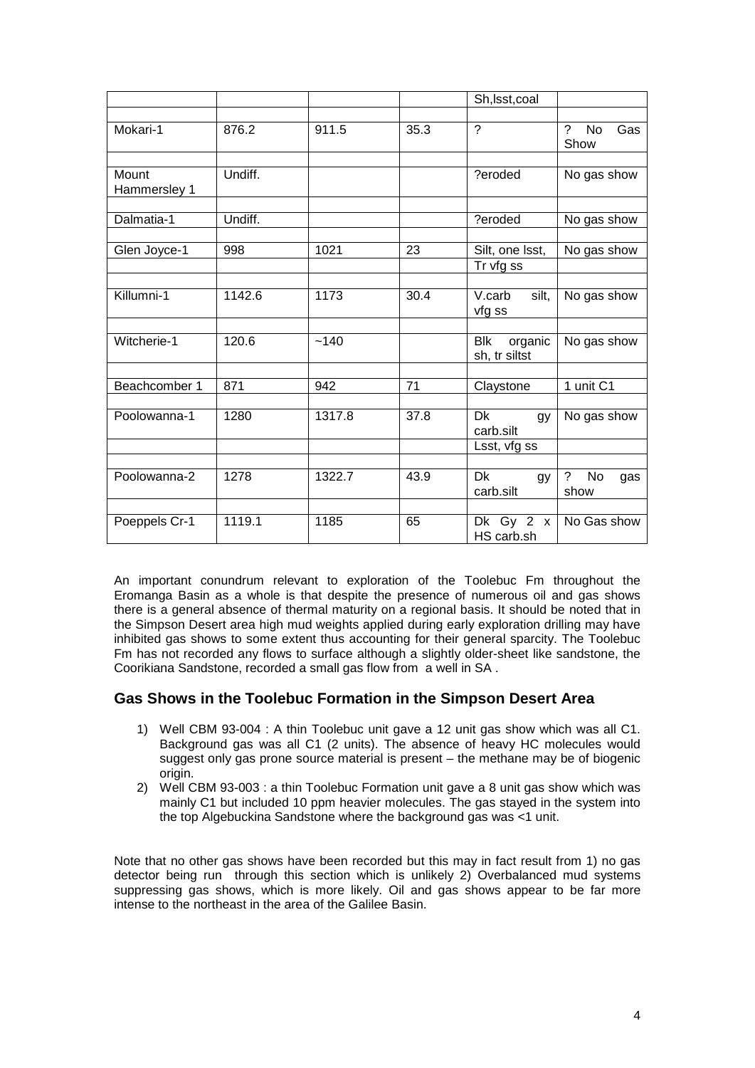| | | | | Sh,lsst,coal | |
|---|---|---|---|---|---|
| | | | | | |
| Mokari-1 | 876.2 | 911.5 | 35.3 | ? | ? No Gas Show |
| | | | | | |
| Mount Hammersley 1 | Undiff. | | | ?eroded | No gas show |
| | | | | | |
| Dalmatia-1 | Undiff. | | | ?eroded | No gas show |
| | | | | | |
| Glen Joyce-1 | 998 | 1021 | 23 | Silt, one lsst, | No gas show |
| | | | | Tr vfg ss | |
| | | | | | |
| Killumni-1 | 1142.6 | 1173 | 30.4 | V.carb silt, vfg ss | No gas show |
| | | | | | |
| Witcherie-1 | 120.6 | ~140 | | Blk organic sh, tr siltst | No gas show |
| | | | | | |
| Beachcomber 1 | 871 | 942 | 71 | Claystone | 1 unit C1 |
| | | | | | |
| Poolowanna-1 | 1280 | 1317.8 | 37.8 | Dk gy carb.silt | No gas show |
| | | | | Lsst, vfg ss | |
| | | | | | |
| Poolowanna-2 | 1278 | 1322.7 | 43.9 | Dk gy carb.silt | ? No gas show |
| | | | | | |
| Poeppels Cr-1 | 1119.1 | 1185 | 65 | Dk Gy 2 x HS carb.sh | No Gas show |

An important conundrum relevant to exploration of the Toolebuc Fm throughout the Eromanga Basin as a whole is that despite the presence of numerous oil and gas shows there is a general absence of thermal maturity on a regional basis. It should be noted that in the Simpson Desert area high mud weights applied during early exploration drilling may have inhibited gas shows to some extent thus accounting for their general sparcity. The Toolebuc Fm has not recorded any flows to surface although a slightly older-sheet like sandstone, the Coorikiana Sandstone, recorded a small gas flow from a well in SA .

### Gas Shows in the Toolebuc Formation in the Simpson Desert Area

1) Well CBM 93-004 : A thin Toolebuc unit gave a 12 unit gas show which was all C1. Background gas was all C1 (2 units). The absence of heavy HC molecules would suggest only gas prone source material is present – the methane may be of biogenic origin.
2) Well CBM 93-003 : a thin Toolebuc Formation unit gave a 8 unit gas show which was mainly C1 but included 10 ppm heavier molecules. The gas stayed in the system into the top Algebuckina Sandstone where the background gas was <1 unit.

Note that no other gas shows have been recorded but this may in fact result from 1) no gas detector being run through this section which is unlikely 2) Overbalanced mud systems suppressing gas shows, which is more likely. Oil and gas shows appear to be far more intense to the northeast in the area of the Galilee Basin.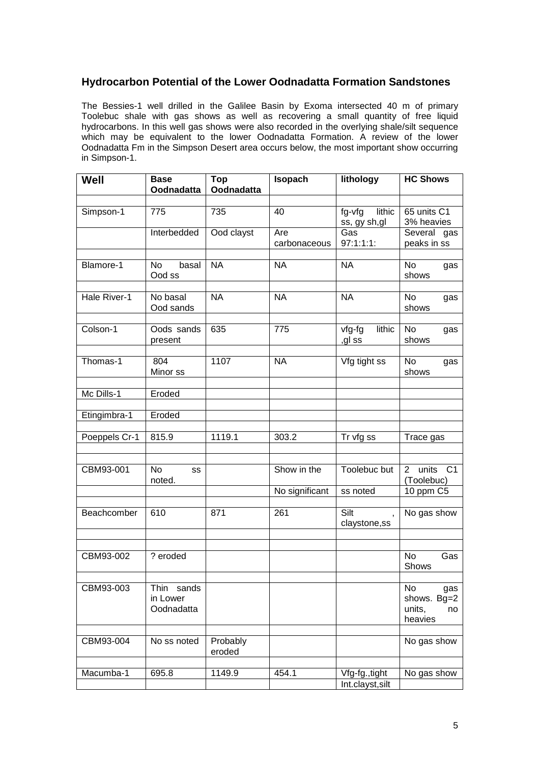## Hydrocarbon Potential of the Lower Oodnadatta Formation Sandstones

The Bessies-1 well drilled in the Galilee Basin by Exoma intersected 40 m of primary Toolebuc shale with gas shows as well as recovering a small quantity of free liquid hydrocarbons. In this well gas shows were also recorded in the overlying shale/silt sequence which may be equivalent to the lower Oodnadatta Formation. A review of the lower Oodnadatta Fm in the Simpson Desert area occurs below, the most important show occurring in Simpson-1.

| Well | Base Oodnadatta | Top Oodnadatta | Isopach | lithology | HC Shows |
|---|---|---|---|---|---|
| | | | | | |
| Simpson-1 | 775 | 735 | 40 | fg-vfg lithic ss, gy sh,gl | 65 units C1 3% heavies |
| | Interbedded | Ood clayst | Are carbonaceous | Gas 97:1:1:1: | Several gas peaks in ss |
| | | | | | |
| Blamore-1 | No basal Ood ss | NA | NA | NA | No gas shows |
| | | | | | |
| Hale River-1 | No basal Ood sands | NA | NA | NA | No gas shows |
| | | | | | |
| Colson-1 | Oods sands present | 635 | 775 | vfg-fg lithic ,gl ss | No gas shows |
| | | | | | |
| Thomas-1 | 804 Minor ss | 1107 | NA | Vfg tight ss | No gas shows |
| | | | | | |
| Mc Dills-1 | Eroded | | | | |
| | | | | | |
| Etingimbra-1 | Eroded | | | | |
| | | | | | |
| Poeppels Cr-1 | 815.9 | 1119.1 | 303.2 | Tr vfg ss | Trace gas |
| | | | | | |
| | | | | | |
| CBM93-001 | No ss noted. | | Show in the | Toolebuc but | 2 units C1 (Toolebuc) |
| | | | No significant | ss noted | 10 ppm C5 |
| | | | | | |
| Beachcomber | 610 | 871 | 261 | Silt , claystone,ss | No gas show |
| | | | | | |
| | | | | | |
| CBM93-002 | ? eroded | | | | No Gas Shows |
| | | | | | |
| CBM93-003 | Thin sands in Lower Oodnadatta | | | | No gas shows. Bg=2 units, no heavies |
| | | | | | |
| CBM93-004 | No ss noted | Probably eroded | | | No gas show |
| | | | | | |
| Macumba-1 | 695.8 | 1149.9 | 454.1 | Vfg-fg.,tight | No gas show |
| | | | | Int.clayst,silt | |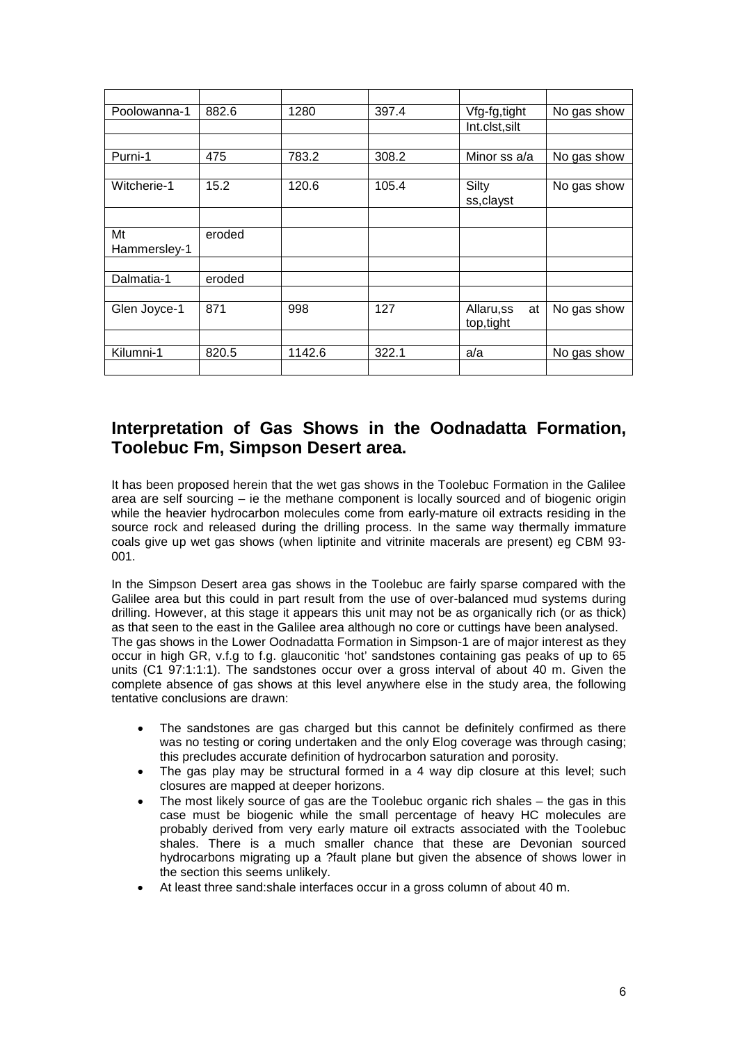| | | | | | |
|---|---|---|---|---|---|
| Poolowanna-1 | 882.6 | 1280 | 397.4 | Vfg-fg,tight | No gas show |
| | | | | Int.clst,silt | |
| | | | | | |
| Purni-1 | 475 | 783.2 | 308.2 | Minor ss a/a | No gas show |
| | | | | | |
| Witcherie-1 | 15.2 | 120.6 | 105.4 | Silty ss,clayst | No gas show |
| | | | | | |
| Mt Hammersley-1 | eroded | | | | |
| | | | | | |
| Dalmatia-1 | eroded | | | | |
| | | | | | |
| Glen Joyce-1 | 871 | 998 | 127 | Allaru,ss at top,tight | No gas show |
| | | | | | |
| Kilumni-1 | 820.5 | 1142.6 | 322.1 | a/a | No gas show |
| | | | | | |

## Interpretation of Gas Shows in the Oodnadatta Formation, Toolebuc Fm, Simpson Desert area.

It has been proposed herein that the wet gas shows in the Toolebuc Formation in the Galilee area are self sourcing – ie the methane component is locally sourced and of biogenic origin while the heavier hydrocarbon molecules come from early-mature oil extracts residing in the source rock and released during the drilling process. In the same way thermally immature coals give up wet gas shows (when liptinite and vitrinite macerals are present) eg CBM 93-001.

In the Simpson Desert area gas shows in the Toolebuc are fairly sparse compared with the Galilee area but this could in part result from the use of over-balanced mud systems during drilling. However, at this stage it appears this unit may not be as organically rich (or as thick) as that seen to the east in the Galilee area although no core or cuttings have been analysed.
The gas shows in the Lower Oodnadatta Formation in Simpson-1 are of major interest as they occur in high GR, v.f.g to f.g. glauconitic 'hot' sandstones containing gas peaks of up to 65 units (C1 97:1:1:1). The sandstones occur over a gross interval of about 40 m. Given the complete absence of gas shows at this level anywhere else in the study area, the following tentative conclusions are drawn:

- The sandstones are gas charged but this cannot be definitely confirmed as there was no testing or coring undertaken and the only Elog coverage was through casing; this precludes accurate definition of hydrocarbon saturation and porosity.
- The gas play may be structural formed in a 4 way dip closure at this level; such closures are mapped at deeper horizons.
- The most likely source of gas are the Toolebuc organic rich shales – the gas in this case must be biogenic while the small percentage of heavy HC molecules are probably derived from very early mature oil extracts associated with the Toolebuc shales. There is a much smaller chance that these are Devonian sourced hydrocarbons migrating up a ?fault plane but given the absence of shows lower in the section this seems unlikely.
- At least three sand:shale interfaces occur in a gross column of about 40 m.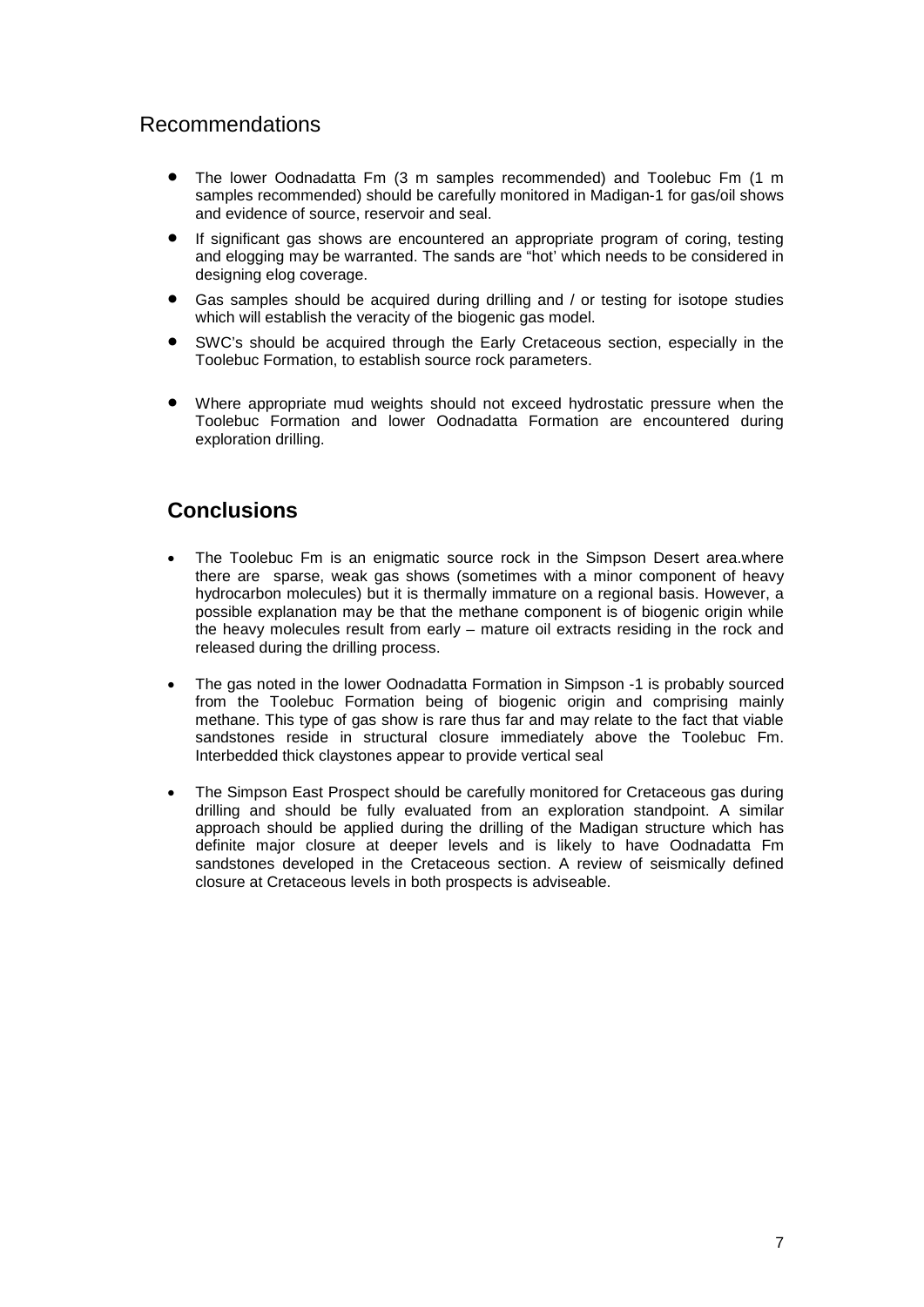## Recommendations

- The lower Oodnadatta Fm (3 m samples recommended) and Toolebuc Fm (1 m samples recommended) should be carefully monitored in Madigan-1 for gas/oil shows and evidence of source, reservoir and seal.
- If significant gas shows are encountered an appropriate program of coring, testing and elogging may be warranted. The sands are "hot' which needs to be considered in designing elog coverage.
- Gas samples should be acquired during drilling and / or testing for isotope studies which will establish the veracity of the biogenic gas model.
- SWC's should be acquired through the Early Cretaceous section, especially in the Toolebuc Formation, to establish source rock parameters.
- Where appropriate mud weights should not exceed hydrostatic pressure when the Toolebuc Formation and lower Oodnadatta Formation are encountered during exploration drilling.

## Conclusions

- The Toolebuc Fm is an enigmatic source rock in the Simpson Desert area.where there are sparse, weak gas shows (sometimes with a minor component of heavy hydrocarbon molecules) but it is thermally immature on a regional basis. However, a possible explanation may be that the methane component is of biogenic origin while the heavy molecules result from early – mature oil extracts residing in the rock and released during the drilling process.
- The gas noted in the lower Oodnadatta Formation in Simpson -1 is probably sourced from the Toolebuc Formation being of biogenic origin and comprising mainly methane. This type of gas show is rare thus far and may relate to the fact that viable sandstones reside in structural closure immediately above the Toolebuc Fm. Interbedded thick claystones appear to provide vertical seal
- The Simpson East Prospect should be carefully monitored for Cretaceous gas during drilling and should be fully evaluated from an exploration standpoint. A similar approach should be applied during the drilling of the Madigan structure which has definite major closure at deeper levels and is likely to have Oodnadatta Fm sandstones developed in the Cretaceous section. A review of seismically defined closure at Cretaceous levels in both prospects is adviseable.